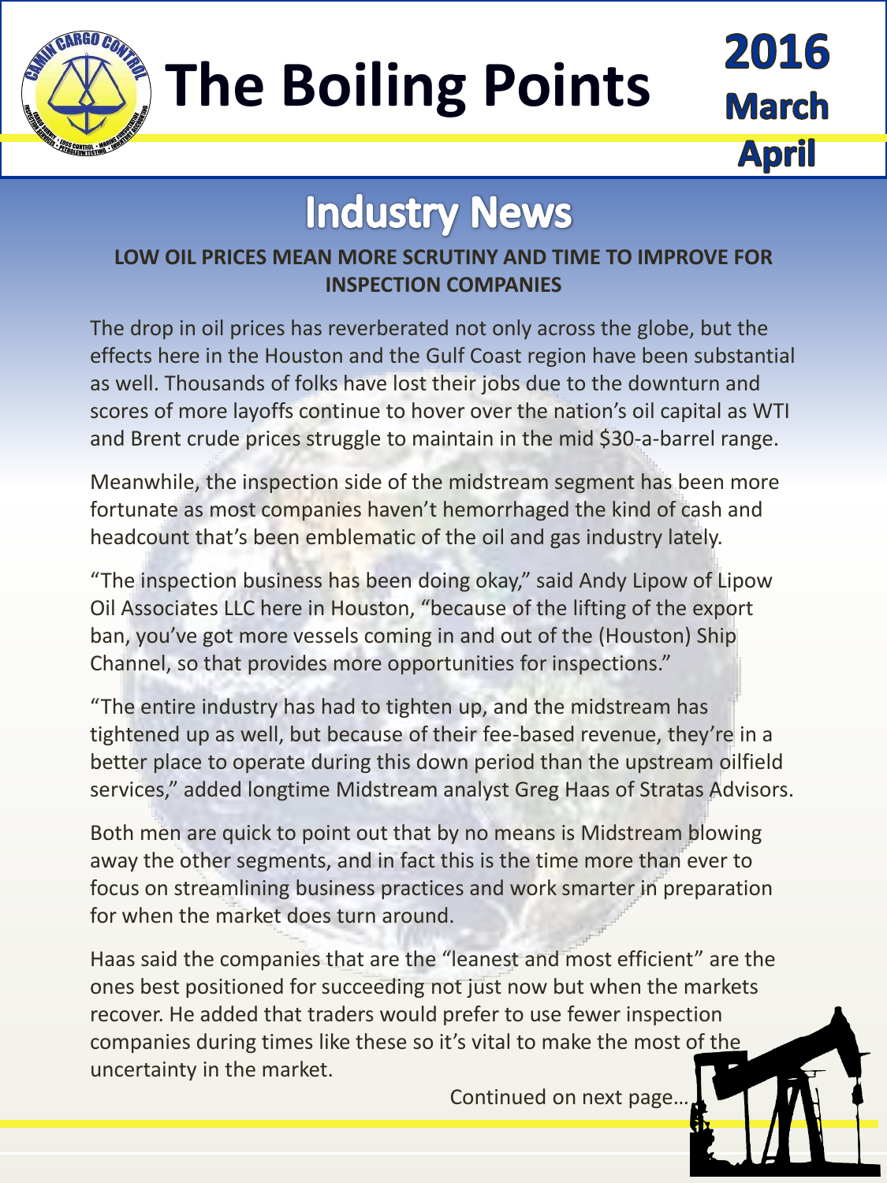# The Boiling Points

**2016**
**March**
**April**

## Industry News

### LOW OIL PRICES MEAN MORE SCRUTINY AND TIME TO IMPROVE FOR INSPECTION COMPANIES

The drop in oil prices has reverberated not only across the globe, but the effects here in the Houston and the Gulf Coast region have been substantial as well. Thousands of folks have lost their jobs due to the downturn and scores of more layoffs continue to hover over the nation's oil capital as WTI and Brent crude prices struggle to maintain in the mid $30-a-barrel range.

Meanwhile, the inspection side of the midstream segment has been more fortunate as most companies haven't hemorrhaged the kind of cash and headcount that's been emblematic of the oil and gas industry lately.

"The inspection business has been doing okay," said Andy Lipow of Lipow Oil Associates LLC here in Houston, "because of the lifting of the export ban, you've got more vessels coming in and out of the (Houston) Ship Channel, so that provides more opportunities for inspections."

"The entire industry has had to tighten up, and the midstream has tightened up as well, but because of their fee-based revenue, they're in a better place to operate during this down period than the upstream oilfield services," added longtime Midstream analyst Greg Haas of Stratas Advisors.

Both men are quick to point out that by no means is Midstream blowing away the other segments, and in fact this is the time more than ever to focus on streamlining business practices and work smarter in preparation for when the market does turn around.

Haas said the companies that are the "leanest and most efficient" are the ones best positioned for succeeding not just now but when the markets recover. He added that traders would prefer to use fewer inspection companies during times like these so it's vital to make the most of the uncertainty in the market.

Continued on next page…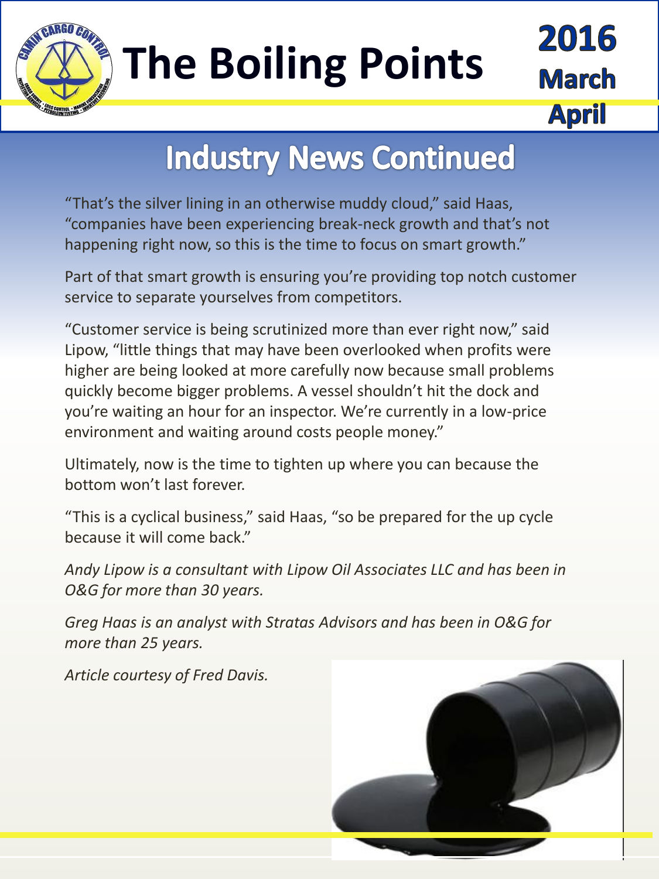# The Boiling Points

**2016 March April**

## Industry News Continued

"That's the silver lining in an otherwise muddy cloud," said Haas, "companies have been experiencing break-neck growth and that's not happening right now, so this is the time to focus on smart growth."

Part of that smart growth is ensuring you're providing top notch customer service to separate yourselves from competitors.

"Customer service is being scrutinized more than ever right now," said Lipow, "little things that may have been overlooked when profits were higher are being looked at more carefully now because small problems quickly become bigger problems. A vessel shouldn't hit the dock and you're waiting an hour for an inspector. We're currently in a low-price environment and waiting around costs people money."

Ultimately, now is the time to tighten up where you can because the bottom won't last forever.

"This is a cyclical business," said Haas, "so be prepared for the up cycle because it will come back."

*Andy Lipow is a consultant with Lipow Oil Associates LLC and has been in O&G for more than 30 years.*

*Greg Haas is an analyst with Stratas Advisors and has been in O&G for more than 25 years.*

*Article courtesy of Fred Davis.*